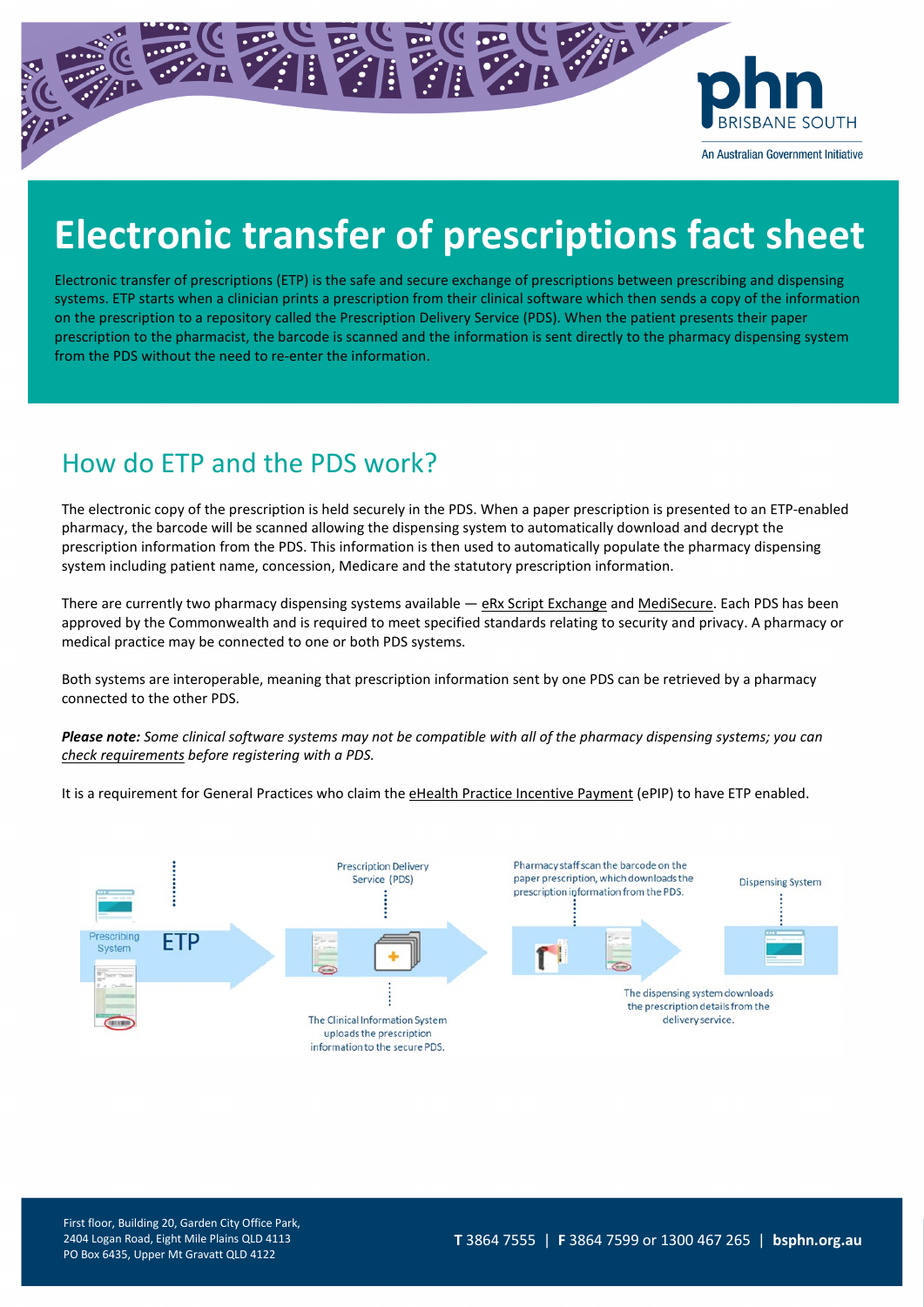# Electronic transfer of prescriptions fact sheet

Electronic transfer of prescriptions (ETP) is the safe and secure exchange of prescriptions between prescribing and dispensing systems. ETP starts when a clinician prints a prescription from their clinical software which then sends a copy of the information on the prescription to a repository called the Prescription Delivery Service (PDS). When the patient presents their paper prescription to the pharmacist, the barcode is scanned and the information is sent directly to the pharmacy dispensing system from the PDS without the need to re-enter the information.

## How do ETP and the PDS work?

The electronic copy of the prescription is held securely in the PDS. When a paper prescription is presented to an ETP-enabled pharmacy, the barcode will be scanned allowing the dispensing system to automatically download and decrypt the prescription information from the PDS. This information is then used to automatically populate the pharmacy dispensing system including patient name, concession, Medicare and the statutory prescription information.

There are currently two pharmacy dispensing systems available — eRx Script Exchange and MediSecure. Each PDS has been approved by the Commonwealth and is required to meet specified standards relating to security and privacy. A pharmacy or medical practice may be connected to one or both PDS systems.

Both systems are interoperable, meaning that prescription information sent by one PDS can be retrieved by a pharmacy connected to the other PDS.

***Please note:*** *Some clinical software systems may not be compatible with all of the pharmacy dispensing systems; you can check requirements before registering with a PDS.*

It is a requirement for General Practices who claim the eHealth Practice Incentive Payment (ePIP) to have ETP enabled.

Prescribing System

ETP

Prescription Delivery Service (PDS)

The Clinical Information System uploads the prescription information to the secure PDS.

Pharmacy staff scan the barcode on the paper prescription, which downloads the prescription information from the PDS.

Dispensing System

The dispensing system downloads the prescription details from the delivery service.

First floor, Building 20, Garden City Office Park,
2404 Logan Road, Eight Mile Plains QLD 4113
PO Box 6435, Upper Mt Gravatt QLD 4122

**T** 3864 7555 | **F** 3864 7599 or 1300 467 265 | **bsphn.org.au**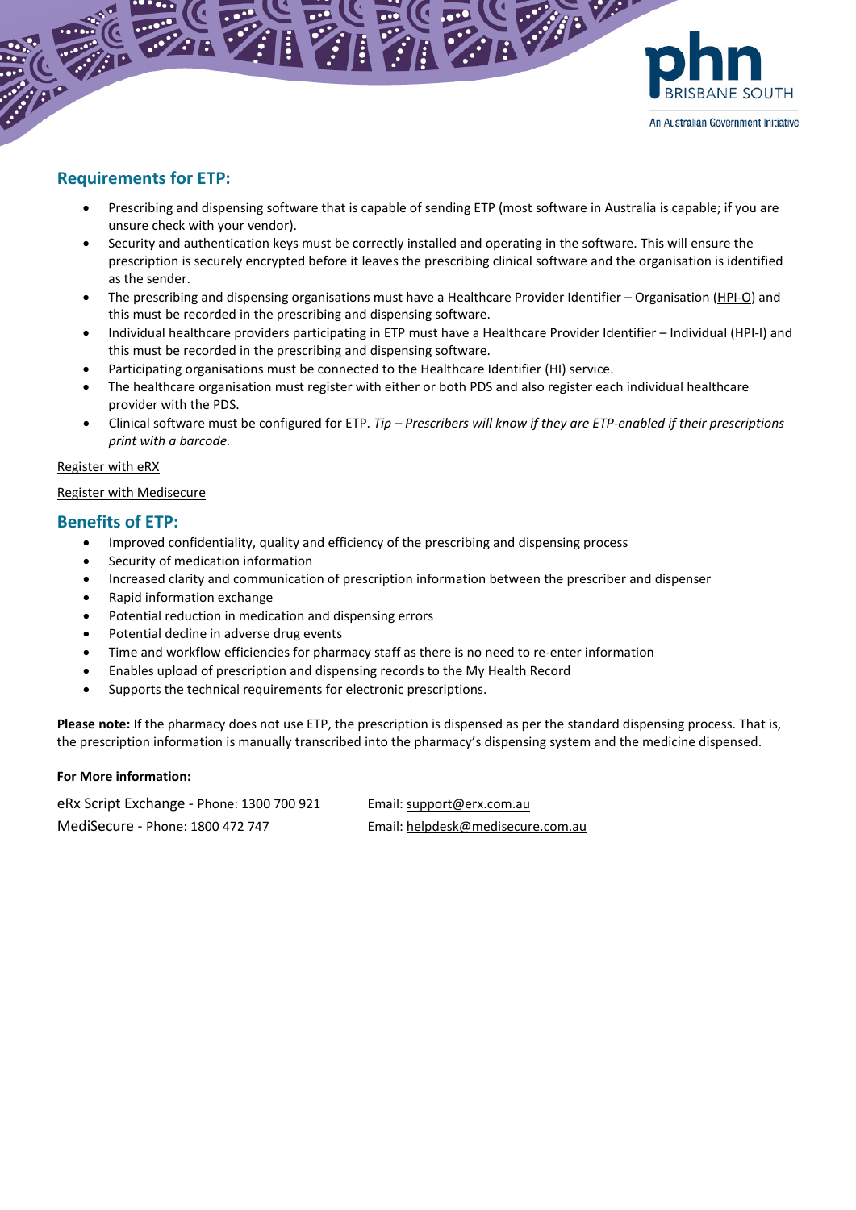## Requirements for ETP:

- Prescribing and dispensing software that is capable of sending ETP (most software in Australia is capable; if you are unsure check with your vendor).
- Security and authentication keys must be correctly installed and operating in the software. This will ensure the prescription is securely encrypted before it leaves the prescribing clinical software and the organisation is identified as the sender.
- The prescribing and dispensing organisations must have a Healthcare Provider Identifier – Organisation (HPI-O) and this must be recorded in the prescribing and dispensing software.
- Individual healthcare providers participating in ETP must have a Healthcare Provider Identifier – Individual (HPI-I) and this must be recorded in the prescribing and dispensing software.
- Participating organisations must be connected to the Healthcare Identifier (HI) service.
- The healthcare organisation must register with either or both PDS and also register each individual healthcare provider with the PDS.
- Clinical software must be configured for ETP. *Tip – Prescribers will know if they are ETP-enabled if their prescriptions print with a barcode.*

Register with eRX

Register with Medisecure

## Benefits of ETP:

- Improved confidentiality, quality and efficiency of the prescribing and dispensing process
- Security of medication information
- Increased clarity and communication of prescription information between the prescriber and dispenser
- Rapid information exchange
- Potential reduction in medication and dispensing errors
- Potential decline in adverse drug events
- Time and workflow efficiencies for pharmacy staff as there is no need to re-enter information
- Enables upload of prescription and dispensing records to the My Health Record
- Supports the technical requirements for electronic prescriptions.

**Please note:** If the pharmacy does not use ETP, the prescription is dispensed as per the standard dispensing process. That is, the prescription information is manually transcribed into the pharmacy's dispensing system and the medicine dispensed.

**For More information:**

eRx Script Exchange - Phone: 1300 700 921    Email: support@erx.com.au

MediSecure - Phone: 1800 472 747    Email: helpdesk@medisecure.com.au